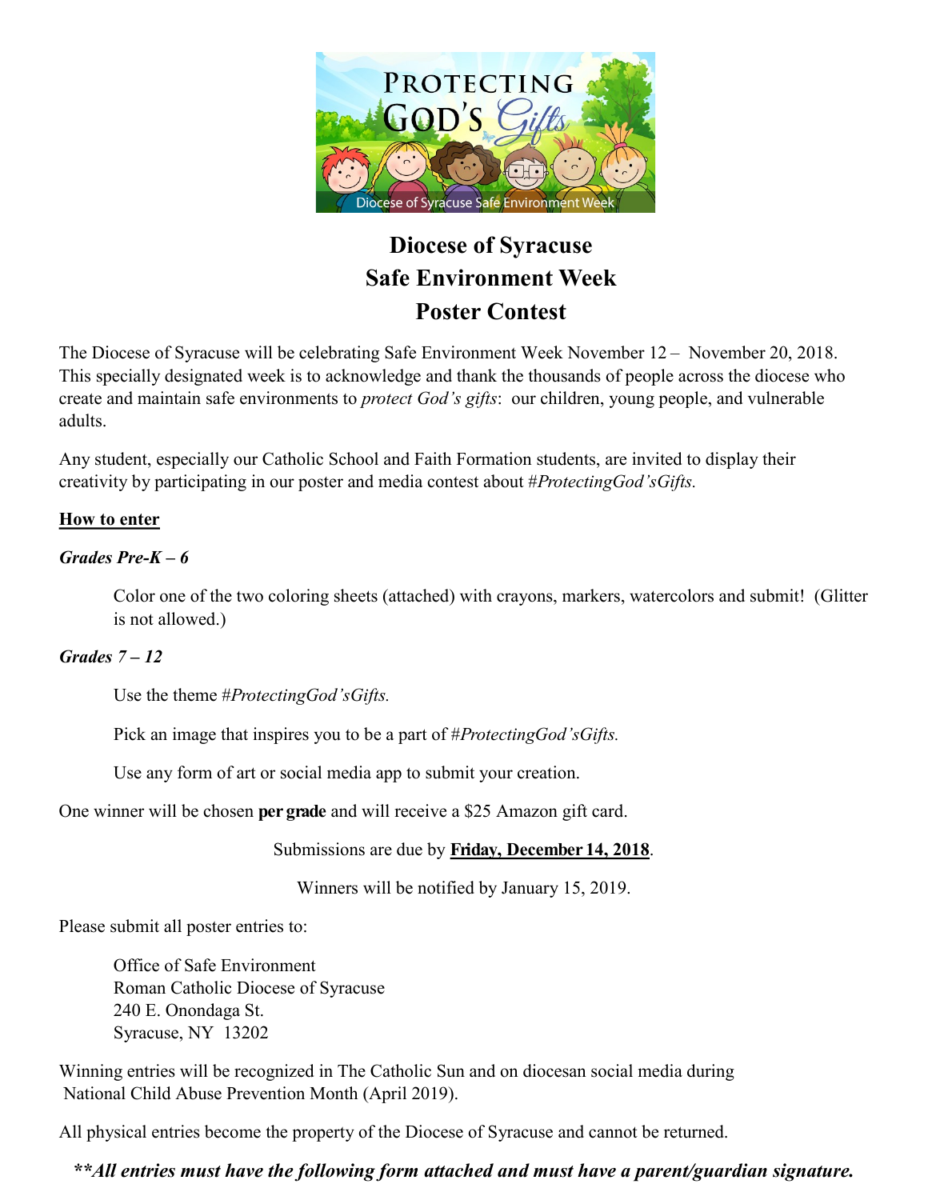# Diocese of Syracuse
# Safe Environment Week
# Poster Contest

The Diocese of Syracuse will be celebrating Safe Environment Week November 12 – November 20, 2018. This specially designated week is to acknowledge and thank the thousands of people across the diocese who create and maintain safe environments to *protect God's gifts*: our children, young people, and vulnerable adults.

Any student, especially our Catholic School and Faith Formation students, are invited to display their creativity by participating in our poster and media contest about #*ProtectingGod'sGifts.*

**How to enter**

***Grades Pre-K – 6***

Color one of the two coloring sheets (attached) with crayons, markers, watercolors and submit! (Glitter is not allowed.)

***Grades 7 – 12***

Use the theme #*ProtectingGod'sGifts.*

Pick an image that inspires you to be a part of #*ProtectingGod'sGifts.*

Use any form of art or social media app to submit your creation.

One winner will be chosen **per grade** and will receive a $25 Amazon gift card.

Submissions are due by **Friday, December 14, 2018**.

Winners will be notified by January 15, 2019.

Please submit all poster entries to:

Office of Safe Environment
Roman Catholic Diocese of Syracuse
240 E. Onondaga St.
Syracuse, NY 13202

Winning entries will be recognized in The Catholic Sun and on diocesan social media during National Child Abuse Prevention Month (April 2019).

All physical entries become the property of the Diocese of Syracuse and cannot be returned.

***\*\*All entries must have the following form attached and must have a parent/guardian signature.***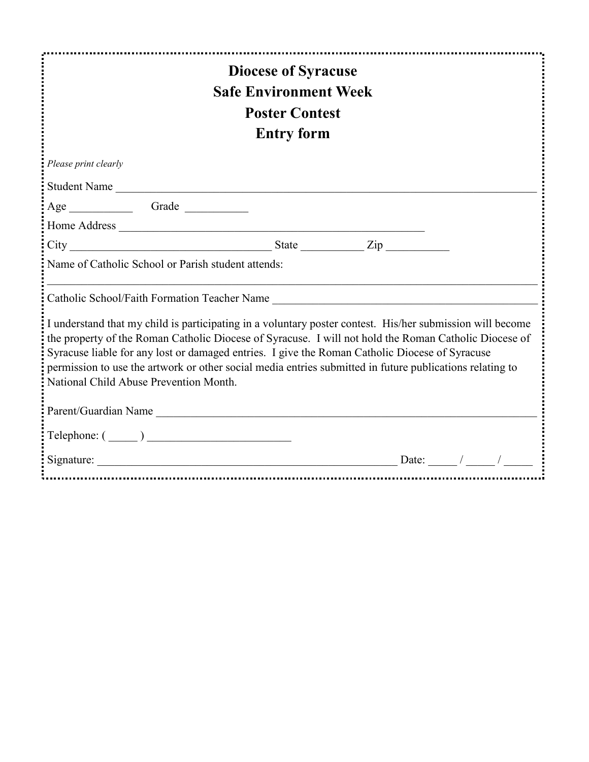# Diocese of Syracuse
# Safe Environment Week
# Poster Contest
# Entry form

*Please print clearly*

Student Name ___________________________________________________________________________

Age ___________ Grade ___________

Home Address _______________________________________________________

City ____________________________________ State ___________ Zip ___________

Name of Catholic School or Parish student attends:

_______________________________________________________________________________________

Catholic School/Faith Formation Teacher Name _______________________________________________

I understand that my child is participating in a voluntary poster contest. His/her submission will become the property of the Roman Catholic Diocese of Syracuse. I will not hold the Roman Catholic Diocese of Syracuse liable for any lost or damaged entries. I give the Roman Catholic Diocese of Syracuse permission to use the artwork or other social media entries submitted in future publications relating to National Child Abuse Prevention Month.

Parent/Guardian Name ________________________________________________________________

Telephone: ( _____ ) _________________________

Signature: ______________________________________________________ Date: _____ / _____ / _____